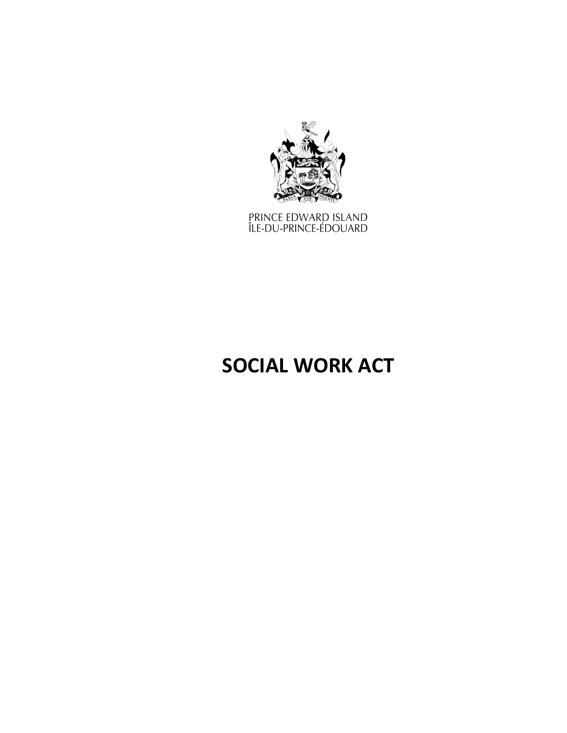PRINCE EDWARD ISLAND
ÎLE-DU-PRINCE-ÉDOUARD

# SOCIAL WORK ACT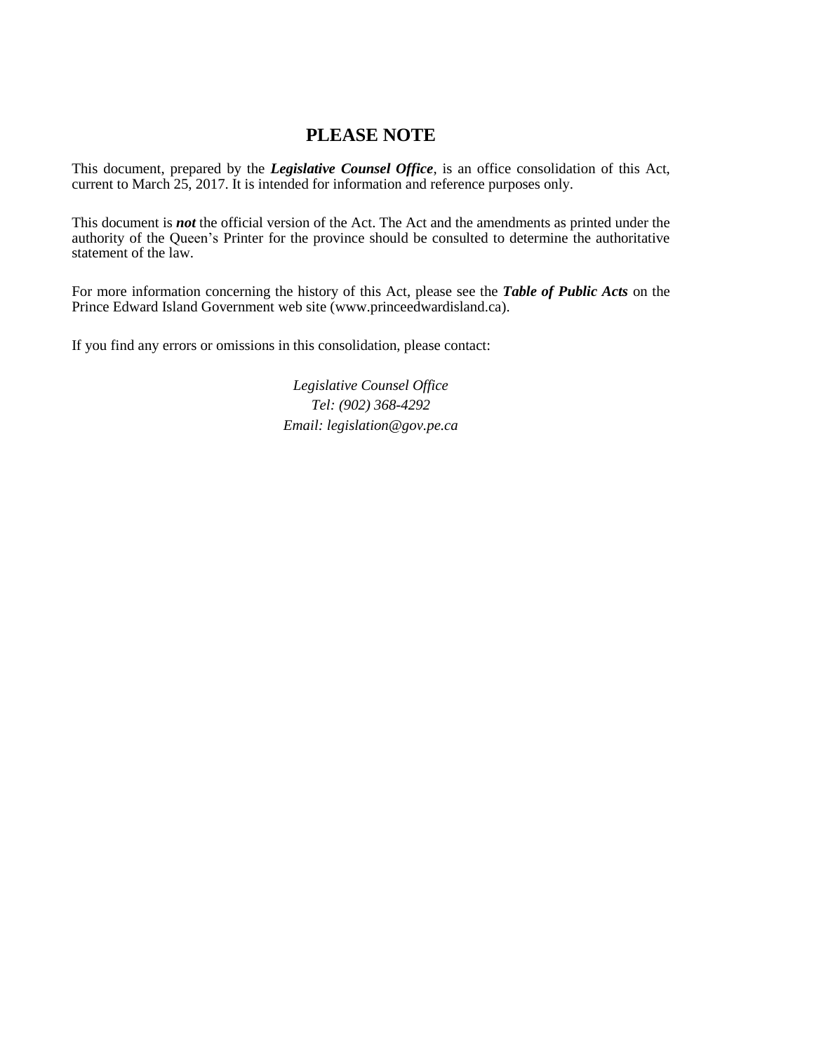# PLEASE NOTE

This document, prepared by the ***Legislative Counsel Office***, is an office consolidation of this Act, current to March 25, 2017. It is intended for information and reference purposes only.

This document is ***not*** the official version of the Act. The Act and the amendments as printed under the authority of the Queen's Printer for the province should be consulted to determine the authoritative statement of the law.

For more information concerning the history of this Act, please see the ***Table of Public Acts*** on the Prince Edward Island Government web site (www.princeedwardisland.ca).

If you find any errors or omissions in this consolidation, please contact:

*Legislative Counsel Office*
*Tel: (902) 368-4292*
*Email: legislation@gov.pe.ca*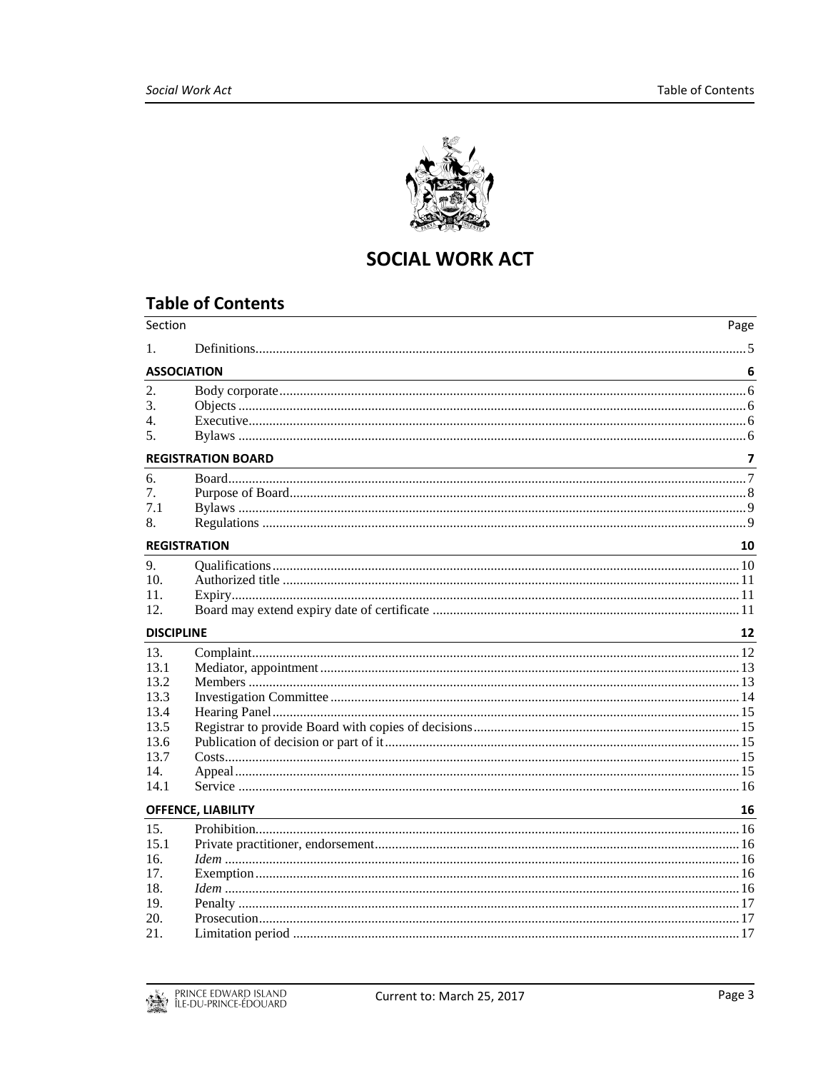# SOCIAL WORK ACT

## Table of Contents

| Section | | Page |
|---|---|---|
| 1. | Definitions | 5 |
| **ASSOCIATION** | | **6** |
| 2. | Body corporate | 6 |
| 3. | Objects | 6 |
| 4. | Executive | 6 |
| 5. | Bylaws | 6 |
| **REGISTRATION BOARD** | | **7** |
| 6. | Board | 7 |
| 7. | Purpose of Board | 8 |
| 7.1 | Bylaws | 9 |
| 8. | Regulations | 9 |
| **REGISTRATION** | | **10** |
| 9. | Qualifications | 10 |
| 10. | Authorized title | 11 |
| 11. | Expiry | 11 |
| 12. | Board may extend expiry date of certificate | 11 |
| **DISCIPLINE** | | **12** |
| 13. | Complaint | 12 |
| 13.1 | Mediator, appointment | 13 |
| 13.2 | Members | 13 |
| 13.3 | Investigation Committee | 14 |
| 13.4 | Hearing Panel | 15 |
| 13.5 | Registrar to provide Board with copies of decisions | 15 |
| 13.6 | Publication of decision or part of it | 15 |
| 13.7 | Costs | 15 |
| 14. | Appeal | 15 |
| 14.1 | Service | 16 |
| **OFFENCE, LIABILITY** | | **16** |
| 15. | Prohibition | 16 |
| 15.1 | Private practitioner, endorsement | 16 |
| 16. | *Idem* | 16 |
| 17. | Exemption | 16 |
| 18. | *Idem* | 16 |
| 19. | Penalty | 17 |
| 20. | Prosecution | 17 |
| 21. | Limitation period | 17 |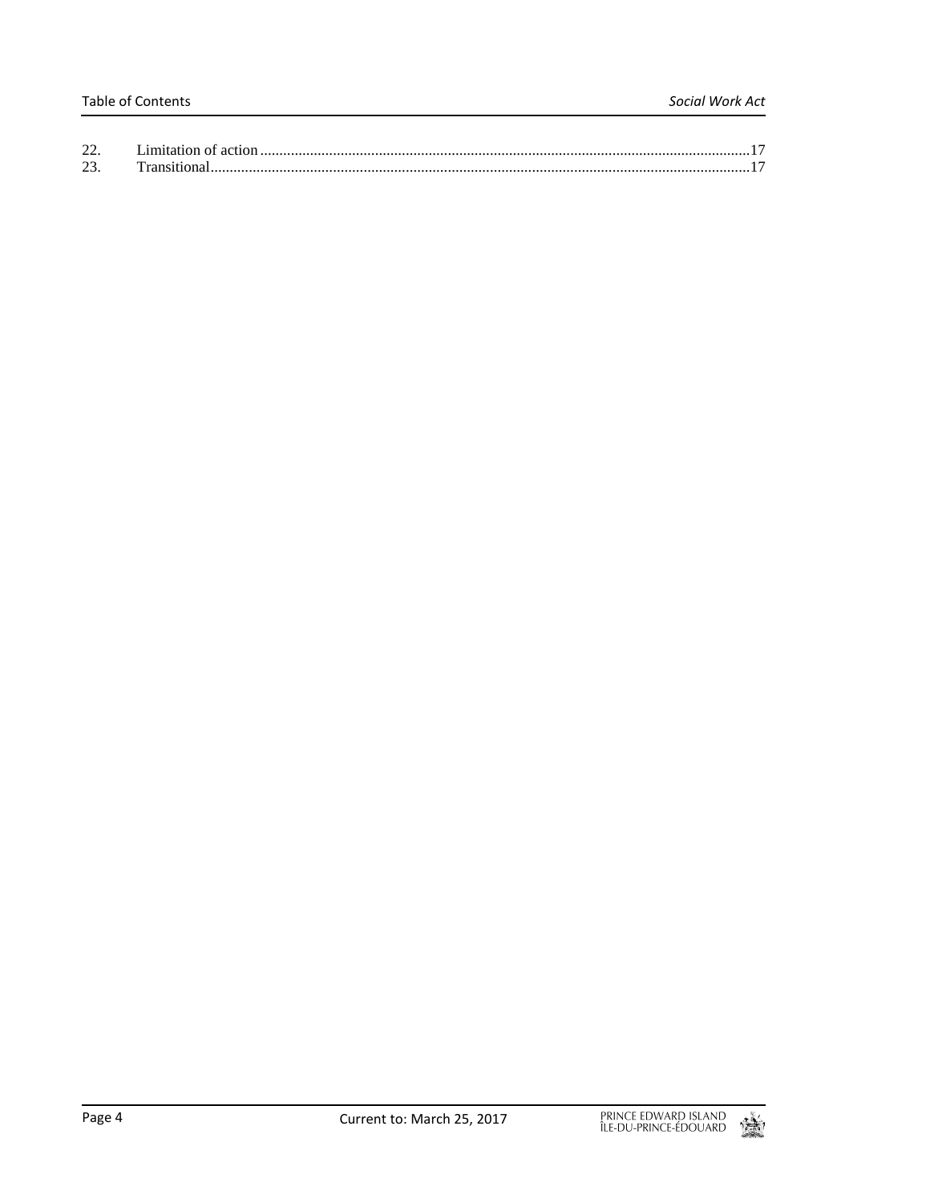| | | |
|---|---|---|
| 22. | Limitation of action | 17 |
| 23. | Transitional | 17 |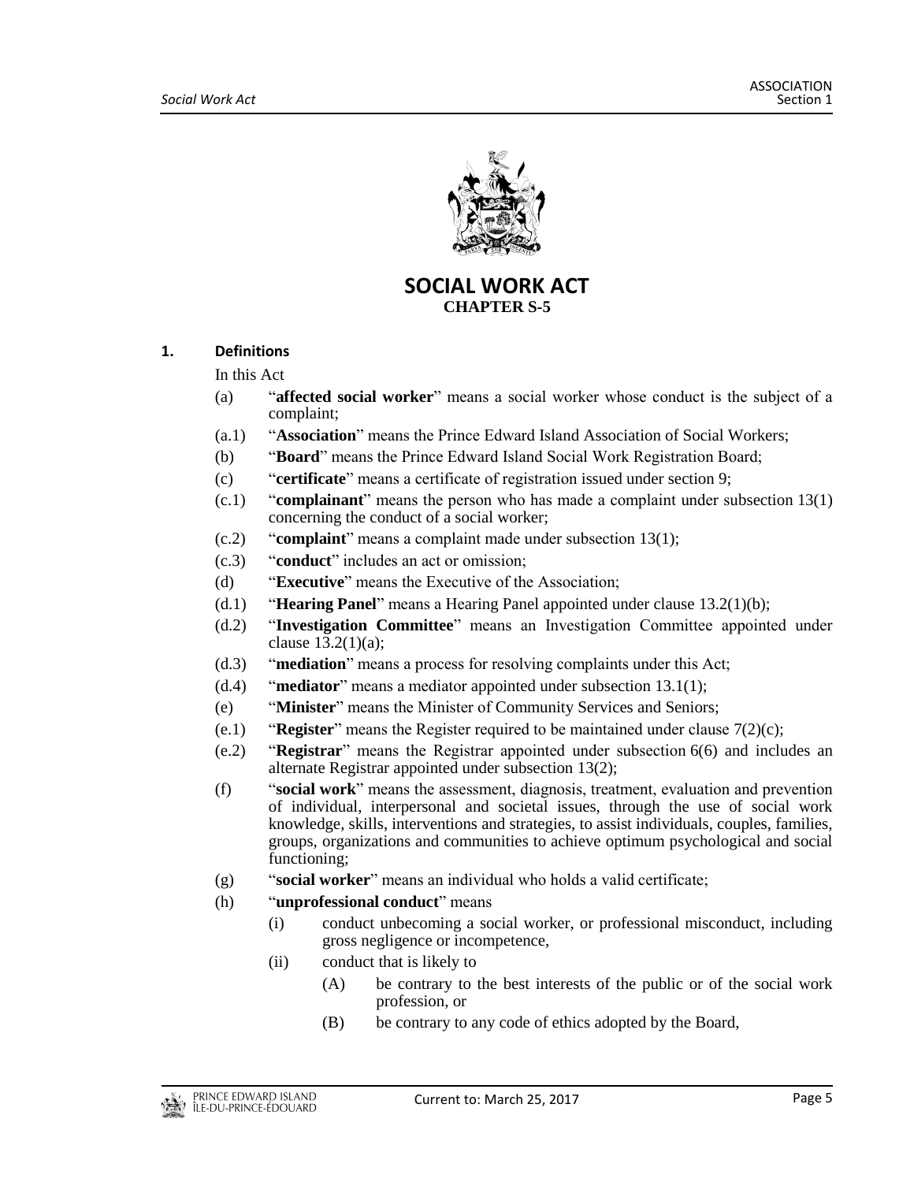# SOCIAL WORK ACT

## CHAPTER S-5

### 1. Definitions

In this Act

(a) "**affected social worker**" means a social worker whose conduct is the subject of a complaint;

(a.1) "**Association**" means the Prince Edward Island Association of Social Workers;

(b) "**Board**" means the Prince Edward Island Social Work Registration Board;

(c) "**certificate**" means a certificate of registration issued under section 9;

(c.1) "**complainant**" means the person who has made a complaint under subsection 13(1) concerning the conduct of a social worker;

(c.2) "**complaint**" means a complaint made under subsection 13(1);

(c.3) "**conduct**" includes an act or omission;

(d) "**Executive**" means the Executive of the Association;

(d.1) "**Hearing Panel**" means a Hearing Panel appointed under clause 13.2(1)(b);

(d.2) "**Investigation Committee**" means an Investigation Committee appointed under clause 13.2(1)(a);

(d.3) "**mediation**" means a process for resolving complaints under this Act;

(d.4) "**mediator**" means a mediator appointed under subsection 13.1(1);

(e) "**Minister**" means the Minister of Community Services and Seniors;

(e.1) "**Register**" means the Register required to be maintained under clause 7(2)(c);

(e.2) "**Registrar**" means the Registrar appointed under subsection 6(6) and includes an alternate Registrar appointed under subsection 13(2);

(f) "**social work**" means the assessment, diagnosis, treatment, evaluation and prevention of individual, interpersonal and societal issues, through the use of social work knowledge, skills, interventions and strategies, to assist individuals, couples, families, groups, organizations and communities to achieve optimum psychological and social functioning;

(g) "**social worker**" means an individual who holds a valid certificate;

(h) "**unprofessional conduct**" means

- (i) conduct unbecoming a social worker, or professional misconduct, including gross negligence or incompetence,
- (ii) conduct that is likely to
  - (A) be contrary to the best interests of the public or of the social work profession, or
  - (B) be contrary to any code of ethics adopted by the Board,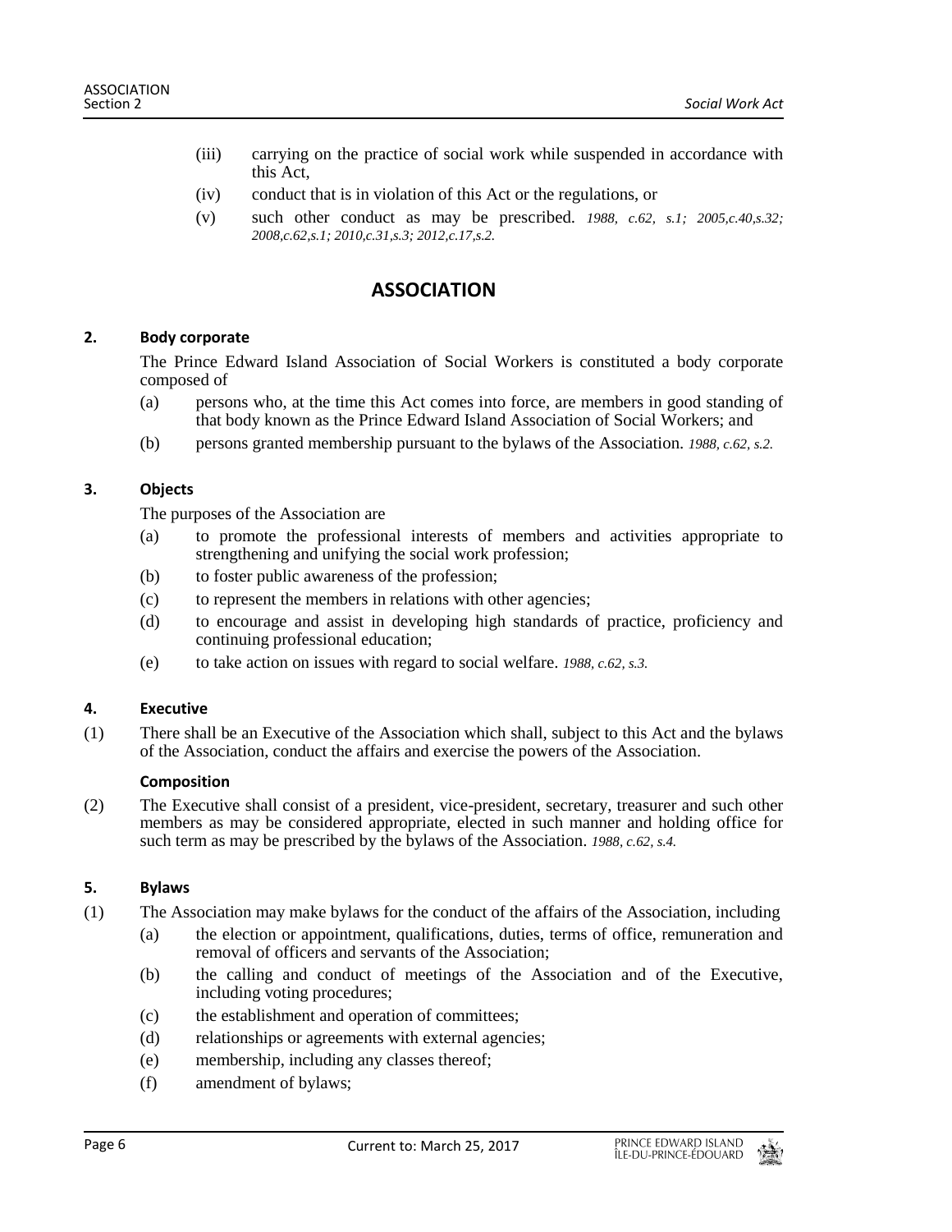(iii) carrying on the practice of social work while suspended in accordance with this Act,

(iv) conduct that is in violation of this Act or the regulations, or

(v) such other conduct as may be prescribed. *1988, c.62, s.1; 2005,c.40,s.32; 2008,c.62,s.1; 2010,c.31,s.3; 2012,c.17,s.2.*

## ASSOCIATION

### 2. Body corporate

The Prince Edward Island Association of Social Workers is constituted a body corporate composed of

(a) persons who, at the time this Act comes into force, are members in good standing of that body known as the Prince Edward Island Association of Social Workers; and

(b) persons granted membership pursuant to the bylaws of the Association. *1988, c.62, s.2.*

### 3. Objects

The purposes of the Association are

(a) to promote the professional interests of members and activities appropriate to strengthening and unifying the social work profession;

(b) to foster public awareness of the profession;

(c) to represent the members in relations with other agencies;

(d) to encourage and assist in developing high standards of practice, proficiency and continuing professional education;

(e) to take action on issues with regard to social welfare. *1988, c.62, s.3.*

### 4. Executive

(1) There shall be an Executive of the Association which shall, subject to this Act and the bylaws of the Association, conduct the affairs and exercise the powers of the Association.

**Composition**

(2) The Executive shall consist of a president, vice-president, secretary, treasurer and such other members as may be considered appropriate, elected in such manner and holding office for such term as may be prescribed by the bylaws of the Association. *1988, c.62, s.4.*

### 5. Bylaws

(1) The Association may make bylaws for the conduct of the affairs of the Association, including

(a) the election or appointment, qualifications, duties, terms of office, remuneration and removal of officers and servants of the Association;

(b) the calling and conduct of meetings of the Association and of the Executive, including voting procedures;

(c) the establishment and operation of committees;

(d) relationships or agreements with external agencies;

(e) membership, including any classes thereof;

(f) amendment of bylaws;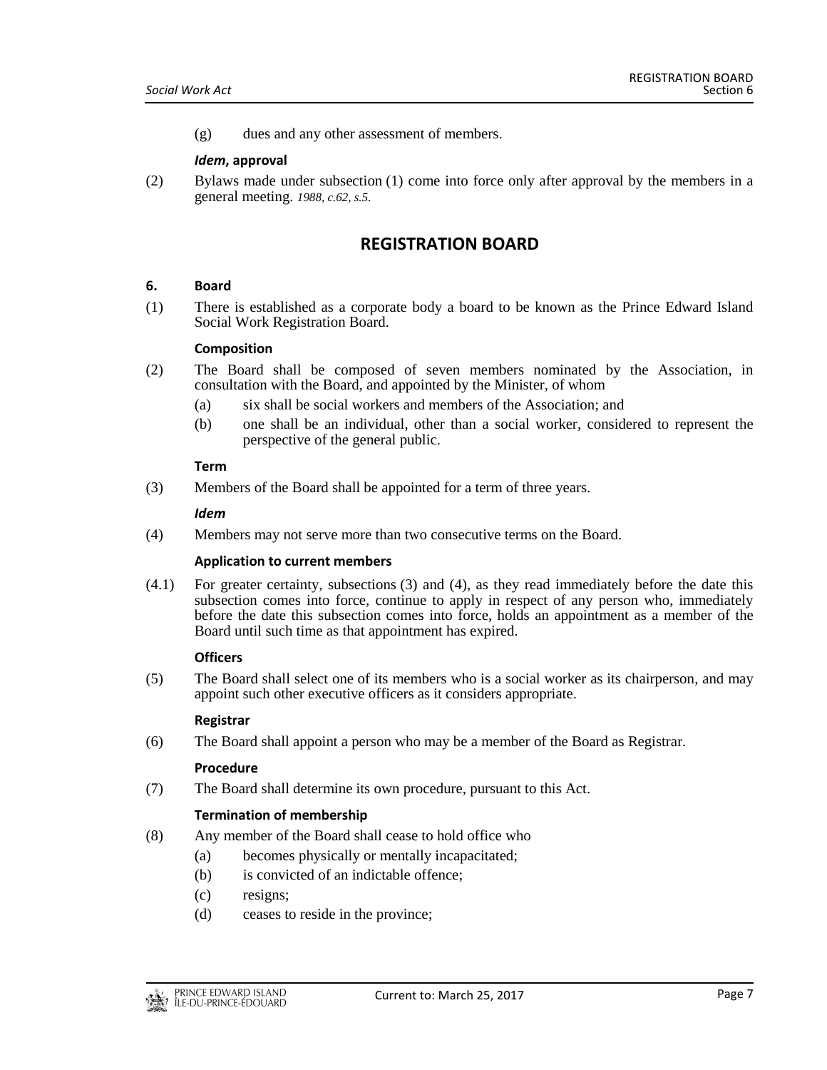(g) dues and any other assessment of members.

***Idem*, approval**

(2) Bylaws made under subsection (1) come into force only after approval by the members in a general meeting. *1988, c.62, s.5.*

## REGISTRATION BOARD

**6. Board**

(1) There is established as a corporate body a board to be known as the Prince Edward Island Social Work Registration Board.

**Composition**

(2) The Board shall be composed of seven members nominated by the Association, in consultation with the Board, and appointed by the Minister, of whom

- (a) six shall be social workers and members of the Association; and
- (b) one shall be an individual, other than a social worker, considered to represent the perspective of the general public.

**Term**

(3) Members of the Board shall be appointed for a term of three years.

***Idem***

(4) Members may not serve more than two consecutive terms on the Board.

**Application to current members**

(4.1) For greater certainty, subsections (3) and (4), as they read immediately before the date this subsection comes into force, continue to apply in respect of any person who, immediately before the date this subsection comes into force, holds an appointment as a member of the Board until such time as that appointment has expired.

**Officers**

(5) The Board shall select one of its members who is a social worker as its chairperson, and may appoint such other executive officers as it considers appropriate.

**Registrar**

(6) The Board shall appoint a person who may be a member of the Board as Registrar.

**Procedure**

(7) The Board shall determine its own procedure, pursuant to this Act.

**Termination of membership**

(8) Any member of the Board shall cease to hold office who

- (a) becomes physically or mentally incapacitated;
- (b) is convicted of an indictable offence;
- (c) resigns;
- (d) ceases to reside in the province;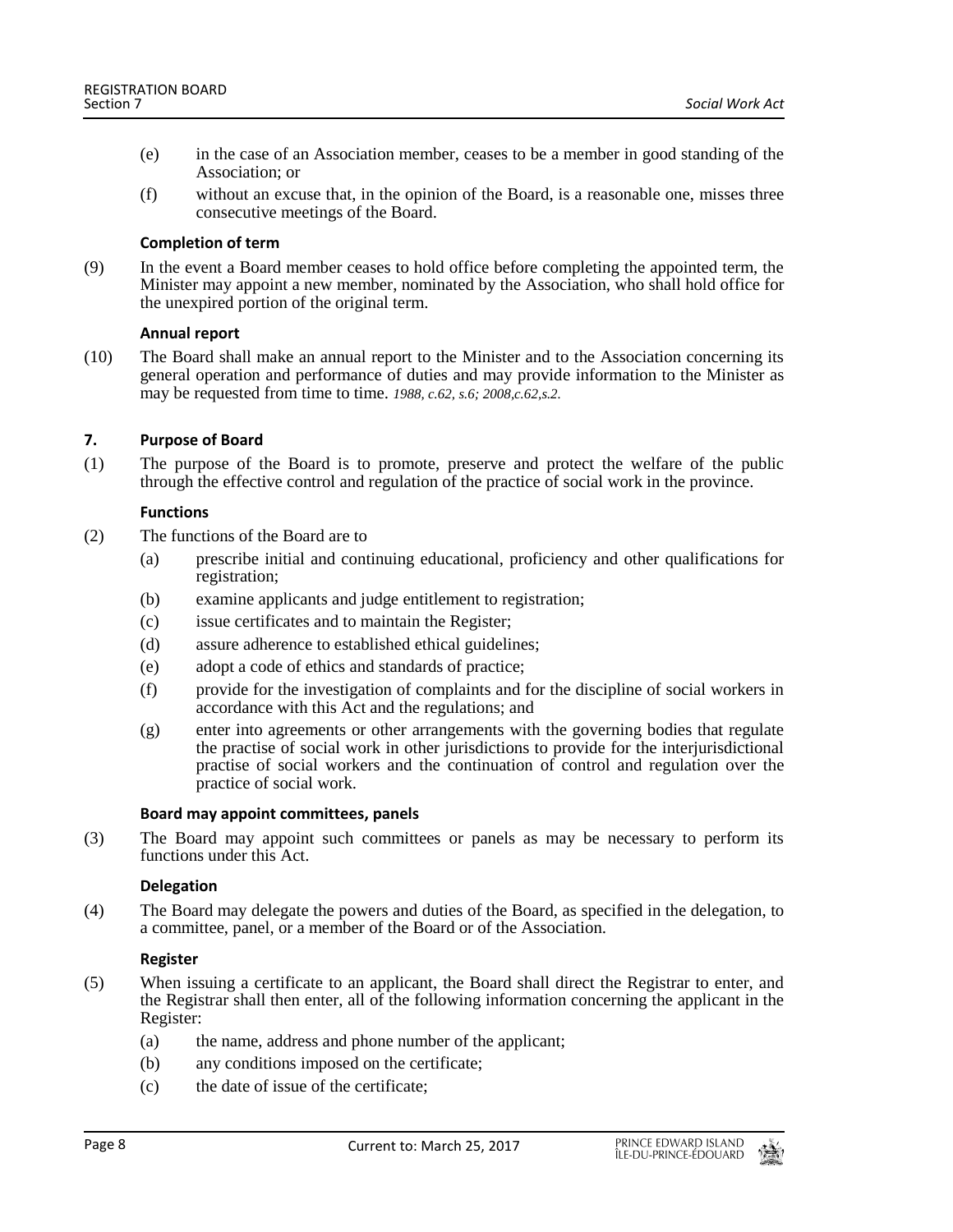(e) in the case of an Association member, ceases to be a member in good standing of the Association; or

(f) without an excuse that, in the opinion of the Board, is a reasonable one, misses three consecutive meetings of the Board.

**Completion of term**

(9) In the event a Board member ceases to hold office before completing the appointed term, the Minister may appoint a new member, nominated by the Association, who shall hold office for the unexpired portion of the original term.

**Annual report**

(10) The Board shall make an annual report to the Minister and to the Association concerning its general operation and performance of duties and may provide information to the Minister as may be requested from time to time. *1988, c.62, s.6; 2008,c.62,s.2.*

**7. Purpose of Board**

(1) The purpose of the Board is to promote, preserve and protect the welfare of the public through the effective control and regulation of the practice of social work in the province.

**Functions**

(2) The functions of the Board are to

(a) prescribe initial and continuing educational, proficiency and other qualifications for registration;

(b) examine applicants and judge entitlement to registration;

(c) issue certificates and to maintain the Register;

(d) assure adherence to established ethical guidelines;

(e) adopt a code of ethics and standards of practice;

(f) provide for the investigation of complaints and for the discipline of social workers in accordance with this Act and the regulations; and

(g) enter into agreements or other arrangements with the governing bodies that regulate the practise of social work in other jurisdictions to provide for the interjurisdictional practise of social workers and the continuation of control and regulation over the practice of social work.

**Board may appoint committees, panels**

(3) The Board may appoint such committees or panels as may be necessary to perform its functions under this Act.

**Delegation**

(4) The Board may delegate the powers and duties of the Board, as specified in the delegation, to a committee, panel, or a member of the Board or of the Association.

**Register**

(5) When issuing a certificate to an applicant, the Board shall direct the Registrar to enter, and the Registrar shall then enter, all of the following information concerning the applicant in the Register:

(a) the name, address and phone number of the applicant;

(b) any conditions imposed on the certificate;

(c) the date of issue of the certificate;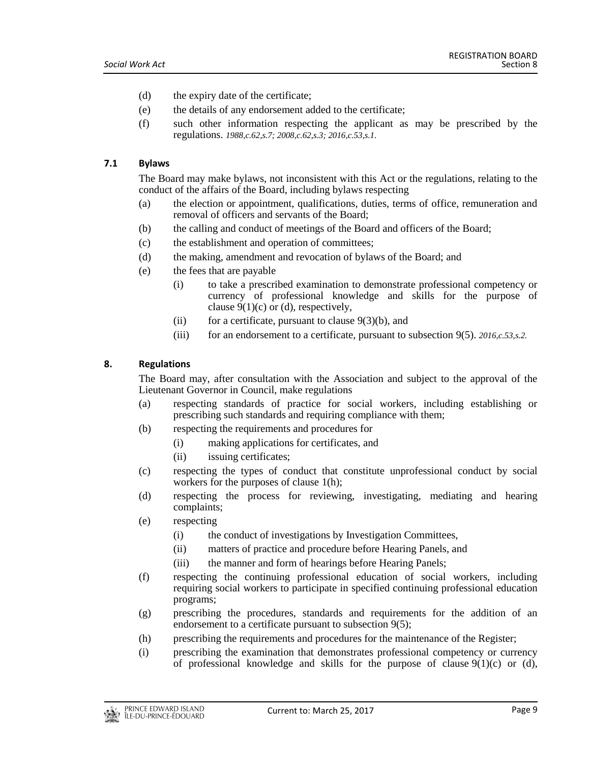(d) the expiry date of the certificate;

(e) the details of any endorsement added to the certificate;

(f) such other information respecting the applicant as may be prescribed by the regulations. *1988,c.62,s.7; 2008,c.62,s.3; 2016,c.53,s.1.*

### 7.1 Bylaws

The Board may make bylaws, not inconsistent with this Act or the regulations, relating to the conduct of the affairs of the Board, including bylaws respecting

(a) the election or appointment, qualifications, duties, terms of office, remuneration and removal of officers and servants of the Board;

(b) the calling and conduct of meetings of the Board and officers of the Board;

(c) the establishment and operation of committees;

(d) the making, amendment and revocation of bylaws of the Board; and

(e) the fees that are payable

   (i) to take a prescribed examination to demonstrate professional competency or currency of professional knowledge and skills for the purpose of clause 9(1)(c) or (d), respectively,

   (ii) for a certificate, pursuant to clause 9(3)(b), and

   (iii) for an endorsement to a certificate, pursuant to subsection 9(5). *2016,c.53,s.2.*

### 8. Regulations

The Board may, after consultation with the Association and subject to the approval of the Lieutenant Governor in Council, make regulations

(a) respecting standards of practice for social workers, including establishing or prescribing such standards and requiring compliance with them;

(b) respecting the requirements and procedures for

   (i) making applications for certificates, and

   (ii) issuing certificates;

(c) respecting the types of conduct that constitute unprofessional conduct by social workers for the purposes of clause 1(h);

(d) respecting the process for reviewing, investigating, mediating and hearing complaints;

(e) respecting

   (i) the conduct of investigations by Investigation Committees,

   (ii) matters of practice and procedure before Hearing Panels, and

   (iii) the manner and form of hearings before Hearing Panels;

(f) respecting the continuing professional education of social workers, including requiring social workers to participate in specified continuing professional education programs;

(g) prescribing the procedures, standards and requirements for the addition of an endorsement to a certificate pursuant to subsection 9(5);

(h) prescribing the requirements and procedures for the maintenance of the Register;

(i) prescribing the examination that demonstrates professional competency or currency of professional knowledge and skills for the purpose of clause 9(1)(c) or (d),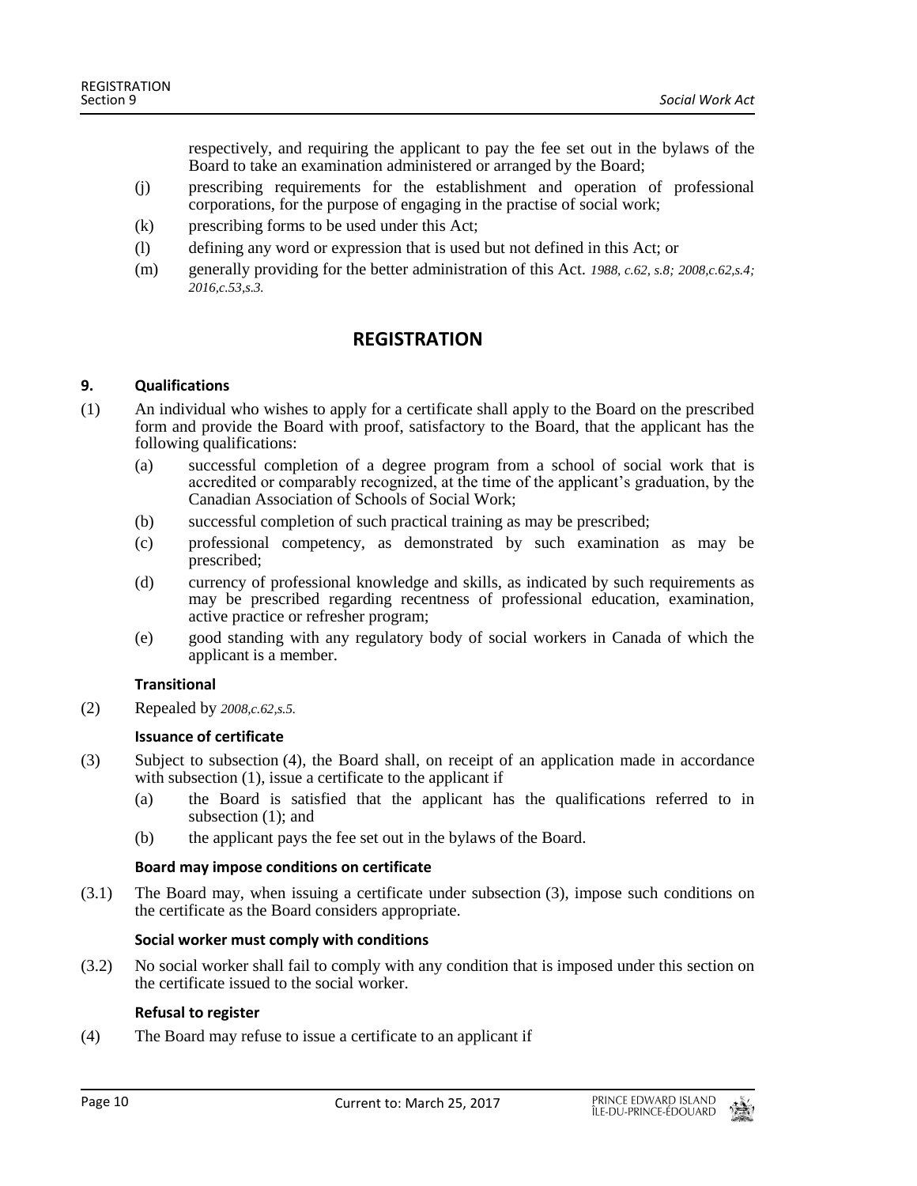respectively, and requiring the applicant to pay the fee set out in the bylaws of the Board to take an examination administered or arranged by the Board;

(j) prescribing requirements for the establishment and operation of professional corporations, for the purpose of engaging in the practise of social work;

(k) prescribing forms to be used under this Act;

(l) defining any word or expression that is used but not defined in this Act; or

(m) generally providing for the better administration of this Act. *1988, c.62, s.8; 2008,c.62,s.4; 2016,c.53,s.3.*

## REGISTRATION

### 9. Qualifications

(1) An individual who wishes to apply for a certificate shall apply to the Board on the prescribed form and provide the Board with proof, satisfactory to the Board, that the applicant has the following qualifications:

(a) successful completion of a degree program from a school of social work that is accredited or comparably recognized, at the time of the applicant's graduation, by the Canadian Association of Schools of Social Work;

(b) successful completion of such practical training as may be prescribed;

(c) professional competency, as demonstrated by such examination as may be prescribed;

(d) currency of professional knowledge and skills, as indicated by such requirements as may be prescribed regarding recentness of professional education, examination, active practice or refresher program;

(e) good standing with any regulatory body of social workers in Canada of which the applicant is a member.

**Transitional**

(2) Repealed by *2008,c.62,s.5.*

**Issuance of certificate**

(3) Subject to subsection (4), the Board shall, on receipt of an application made in accordance with subsection (1), issue a certificate to the applicant if

(a) the Board is satisfied that the applicant has the qualifications referred to in subsection (1); and

(b) the applicant pays the fee set out in the bylaws of the Board.

**Board may impose conditions on certificate**

(3.1) The Board may, when issuing a certificate under subsection (3), impose such conditions on the certificate as the Board considers appropriate.

**Social worker must comply with conditions**

(3.2) No social worker shall fail to comply with any condition that is imposed under this section on the certificate issued to the social worker.

**Refusal to register**

(4) The Board may refuse to issue a certificate to an applicant if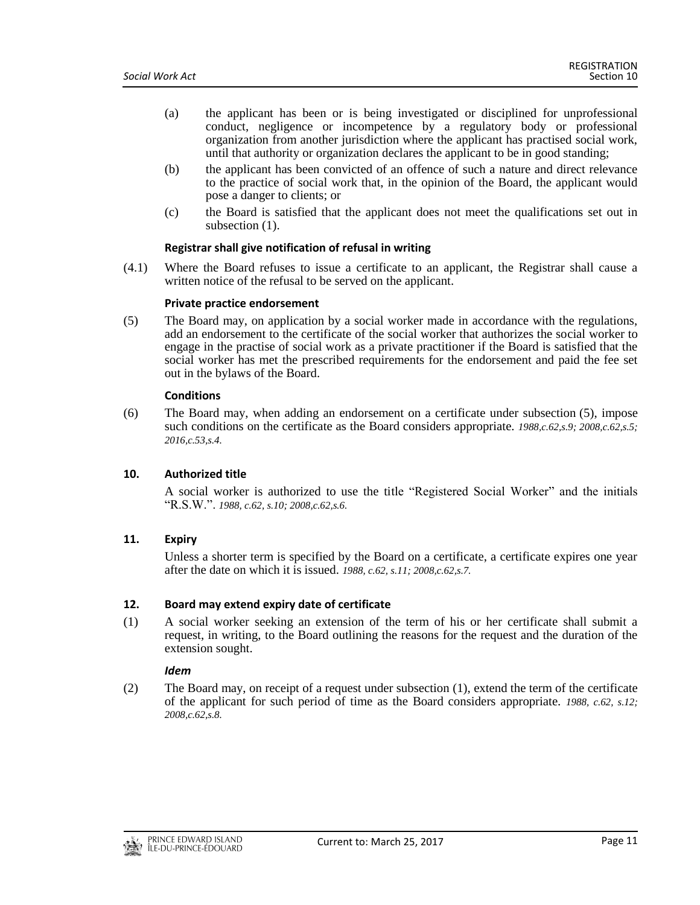(a) the applicant has been or is being investigated or disciplined for unprofessional conduct, negligence or incompetence by a regulatory body or professional organization from another jurisdiction where the applicant has practised social work, until that authority or organization declares the applicant to be in good standing;

(b) the applicant has been convicted of an offence of such a nature and direct relevance to the practice of social work that, in the opinion of the Board, the applicant would pose a danger to clients; or

(c) the Board is satisfied that the applicant does not meet the qualifications set out in subsection (1).

**Registrar shall give notification of refusal in writing**

(4.1) Where the Board refuses to issue a certificate to an applicant, the Registrar shall cause a written notice of the refusal to be served on the applicant.

**Private practice endorsement**

(5) The Board may, on application by a social worker made in accordance with the regulations, add an endorsement to the certificate of the social worker that authorizes the social worker to engage in the practise of social work as a private practitioner if the Board is satisfied that the social worker has met the prescribed requirements for the endorsement and paid the fee set out in the bylaws of the Board.

**Conditions**

(6) The Board may, when adding an endorsement on a certificate under subsection (5), impose such conditions on the certificate as the Board considers appropriate. *1988,c.62,s.9; 2008,c.62,s.5; 2016,c.53,s.4.*

### 10. Authorized title

A social worker is authorized to use the title "Registered Social Worker" and the initials "R.S.W.". *1988, c.62, s.10; 2008,c.62,s.6.*

### 11. Expiry

Unless a shorter term is specified by the Board on a certificate, a certificate expires one year after the date on which it is issued. *1988, c.62, s.11; 2008,c.62,s.7.*

### 12. Board may extend expiry date of certificate

(1) A social worker seeking an extension of the term of his or her certificate shall submit a request, in writing, to the Board outlining the reasons for the request and the duration of the extension sought.

***Idem***

(2) The Board may, on receipt of a request under subsection (1), extend the term of the certificate of the applicant for such period of time as the Board considers appropriate. *1988, c.62, s.12; 2008,c.62,s.8.*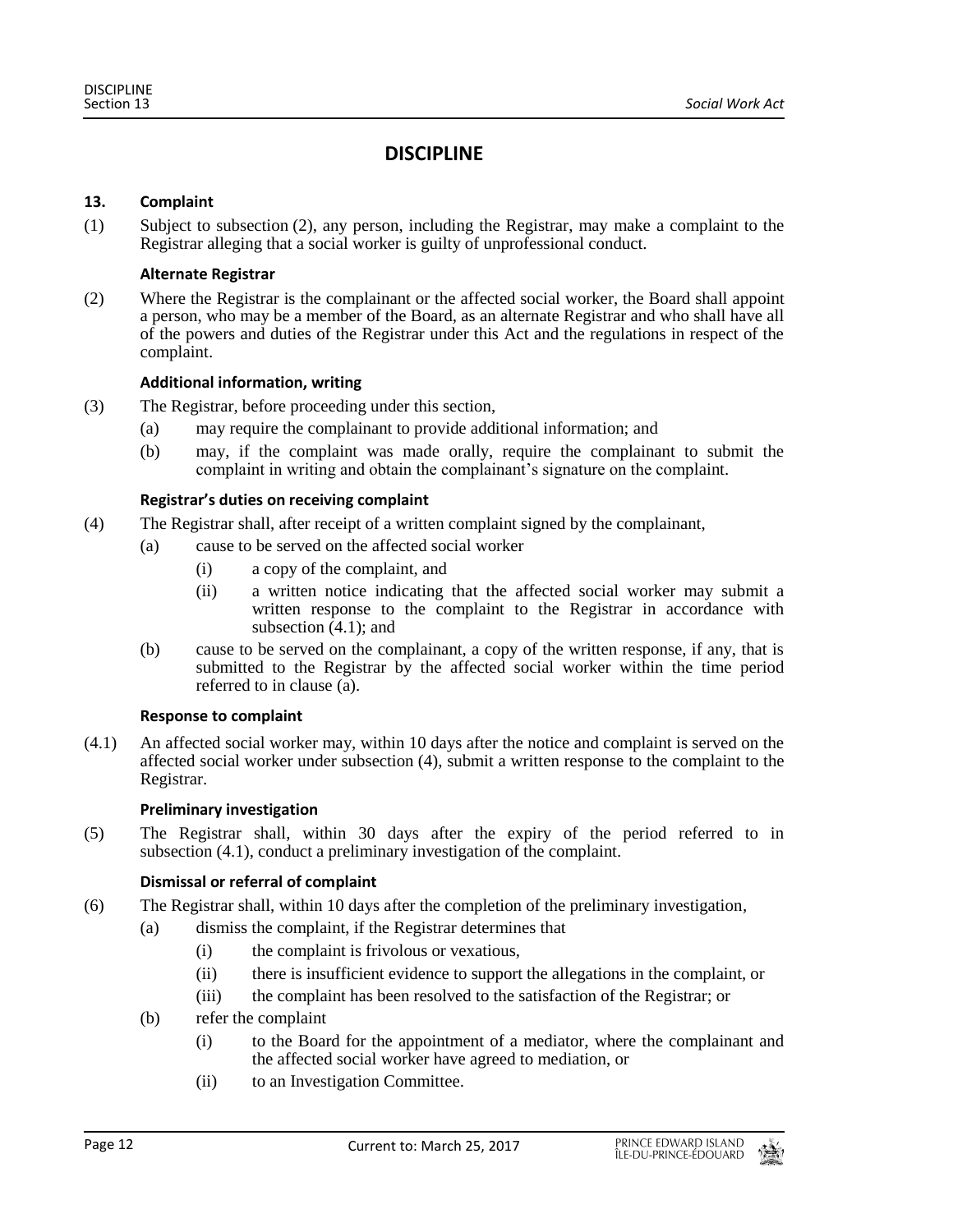# DISCIPLINE

**13. Complaint**

(1) Subject to subsection (2), any person, including the Registrar, may make a complaint to the Registrar alleging that a social worker is guilty of unprofessional conduct.

**Alternate Registrar**

(2) Where the Registrar is the complainant or the affected social worker, the Board shall appoint a person, who may be a member of the Board, as an alternate Registrar and who shall have all of the powers and duties of the Registrar under this Act and the regulations in respect of the complaint.

**Additional information, writing**

(3) The Registrar, before proceeding under this section,

- (a) may require the complainant to provide additional information; and
- (b) may, if the complaint was made orally, require the complainant to submit the complaint in writing and obtain the complainant's signature on the complaint.

**Registrar's duties on receiving complaint**

(4) The Registrar shall, after receipt of a written complaint signed by the complainant,

- (a) cause to be served on the affected social worker
  - (i) a copy of the complaint, and
  - (ii) a written notice indicating that the affected social worker may submit a written response to the complaint to the Registrar in accordance with subsection (4.1); and
- (b) cause to be served on the complainant, a copy of the written response, if any, that is submitted to the Registrar by the affected social worker within the time period referred to in clause (a).

**Response to complaint**

(4.1) An affected social worker may, within 10 days after the notice and complaint is served on the affected social worker under subsection (4), submit a written response to the complaint to the Registrar.

**Preliminary investigation**

(5) The Registrar shall, within 30 days after the expiry of the period referred to in subsection (4.1), conduct a preliminary investigation of the complaint.

**Dismissal or referral of complaint**

(6) The Registrar shall, within 10 days after the completion of the preliminary investigation,

- (a) dismiss the complaint, if the Registrar determines that
  - (i) the complaint is frivolous or vexatious,
  - (ii) there is insufficient evidence to support the allegations in the complaint, or
  - (iii) the complaint has been resolved to the satisfaction of the Registrar; or
- (b) refer the complaint
  - (i) to the Board for the appointment of a mediator, where the complainant and the affected social worker have agreed to mediation, or
  - (ii) to an Investigation Committee.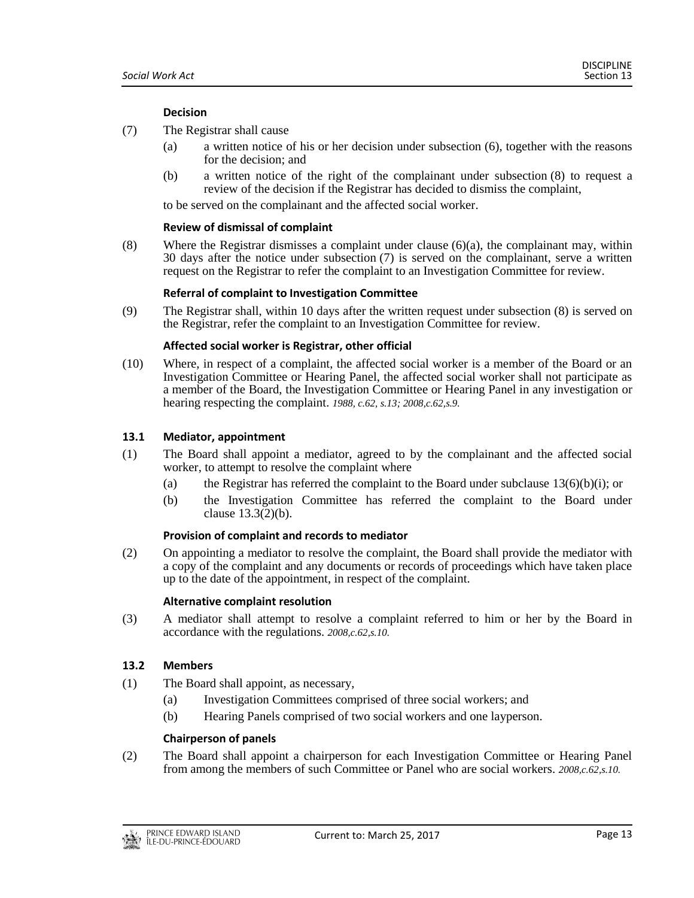**Decision**

(7) The Registrar shall cause

(a) a written notice of his or her decision under subsection (6), together with the reasons for the decision; and

(b) a written notice of the right of the complainant under subsection (8) to request a review of the decision if the Registrar has decided to dismiss the complaint,

to be served on the complainant and the affected social worker.

**Review of dismissal of complaint**

(8) Where the Registrar dismisses a complaint under clause (6)(a), the complainant may, within 30 days after the notice under subsection (7) is served on the complainant, serve a written request on the Registrar to refer the complaint to an Investigation Committee for review.

**Referral of complaint to Investigation Committee**

(9) The Registrar shall, within 10 days after the written request under subsection (8) is served on the Registrar, refer the complaint to an Investigation Committee for review.

**Affected social worker is Registrar, other official**

(10) Where, in respect of a complaint, the affected social worker is a member of the Board or an Investigation Committee or Hearing Panel, the affected social worker shall not participate as a member of the Board, the Investigation Committee or Hearing Panel in any investigation or hearing respecting the complaint. *1988, c.62, s.13; 2008,c.62,s.9.*

### 13.1 Mediator, appointment

(1) The Board shall appoint a mediator, agreed to by the complainant and the affected social worker, to attempt to resolve the complaint where

(a) the Registrar has referred the complaint to the Board under subclause 13(6)(b)(i); or

(b) the Investigation Committee has referred the complaint to the Board under clause 13.3(2)(b).

**Provision of complaint and records to mediator**

(2) On appointing a mediator to resolve the complaint, the Board shall provide the mediator with a copy of the complaint and any documents or records of proceedings which have taken place up to the date of the appointment, in respect of the complaint.

**Alternative complaint resolution**

(3) A mediator shall attempt to resolve a complaint referred to him or her by the Board in accordance with the regulations. *2008,c.62,s.10.*

### 13.2 Members

(1) The Board shall appoint, as necessary,

(a) Investigation Committees comprised of three social workers; and

(b) Hearing Panels comprised of two social workers and one layperson.

**Chairperson of panels**

(2) The Board shall appoint a chairperson for each Investigation Committee or Hearing Panel from among the members of such Committee or Panel who are social workers. *2008,c.62,s.10.*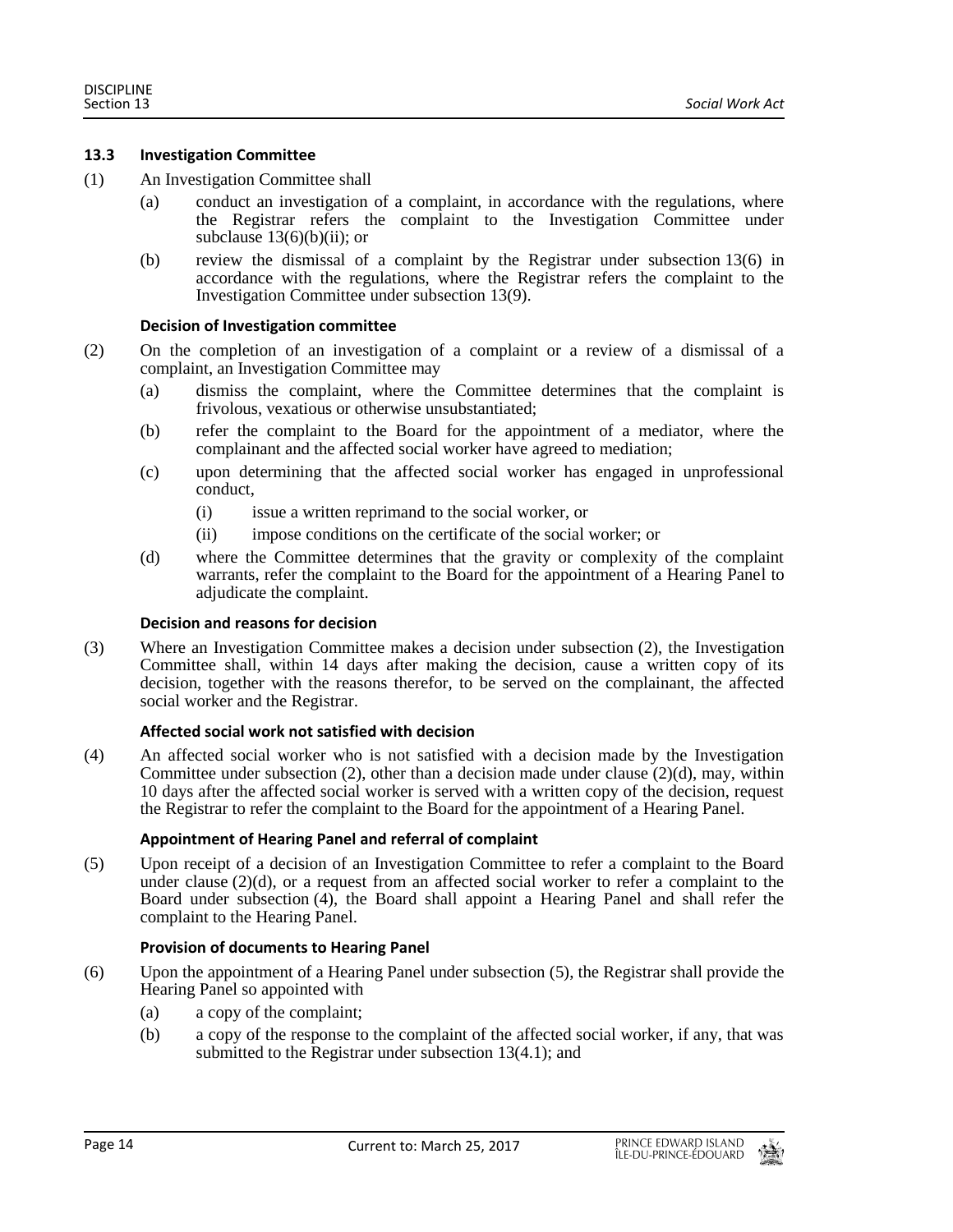### 13.3 Investigation Committee

(1) An Investigation Committee shall

- (a) conduct an investigation of a complaint, in accordance with the regulations, where the Registrar refers the complaint to the Investigation Committee under subclause 13(6)(b)(ii); or
- (b) review the dismissal of a complaint by the Registrar under subsection 13(6) in accordance with the regulations, where the Registrar refers the complaint to the Investigation Committee under subsection 13(9).

**Decision of Investigation committee**

(2) On the completion of an investigation of a complaint or a review of a dismissal of a complaint, an Investigation Committee may

- (a) dismiss the complaint, where the Committee determines that the complaint is frivolous, vexatious or otherwise unsubstantiated;
- (b) refer the complaint to the Board for the appointment of a mediator, where the complainant and the affected social worker have agreed to mediation;
- (c) upon determining that the affected social worker has engaged in unprofessional conduct,
  - (i) issue a written reprimand to the social worker, or
  - (ii) impose conditions on the certificate of the social worker; or
- (d) where the Committee determines that the gravity or complexity of the complaint warrants, refer the complaint to the Board for the appointment of a Hearing Panel to adjudicate the complaint.

**Decision and reasons for decision**

(3) Where an Investigation Committee makes a decision under subsection (2), the Investigation Committee shall, within 14 days after making the decision, cause a written copy of its decision, together with the reasons therefor, to be served on the complainant, the affected social worker and the Registrar.

**Affected social work not satisfied with decision**

(4) An affected social worker who is not satisfied with a decision made by the Investigation Committee under subsection (2), other than a decision made under clause (2)(d), may, within 10 days after the affected social worker is served with a written copy of the decision, request the Registrar to refer the complaint to the Board for the appointment of a Hearing Panel.

**Appointment of Hearing Panel and referral of complaint**

(5) Upon receipt of a decision of an Investigation Committee to refer a complaint to the Board under clause (2)(d), or a request from an affected social worker to refer a complaint to the Board under subsection (4), the Board shall appoint a Hearing Panel and shall refer the complaint to the Hearing Panel.

**Provision of documents to Hearing Panel**

(6) Upon the appointment of a Hearing Panel under subsection (5), the Registrar shall provide the Hearing Panel so appointed with

- (a) a copy of the complaint;
- (b) a copy of the response to the complaint of the affected social worker, if any, that was submitted to the Registrar under subsection 13(4.1); and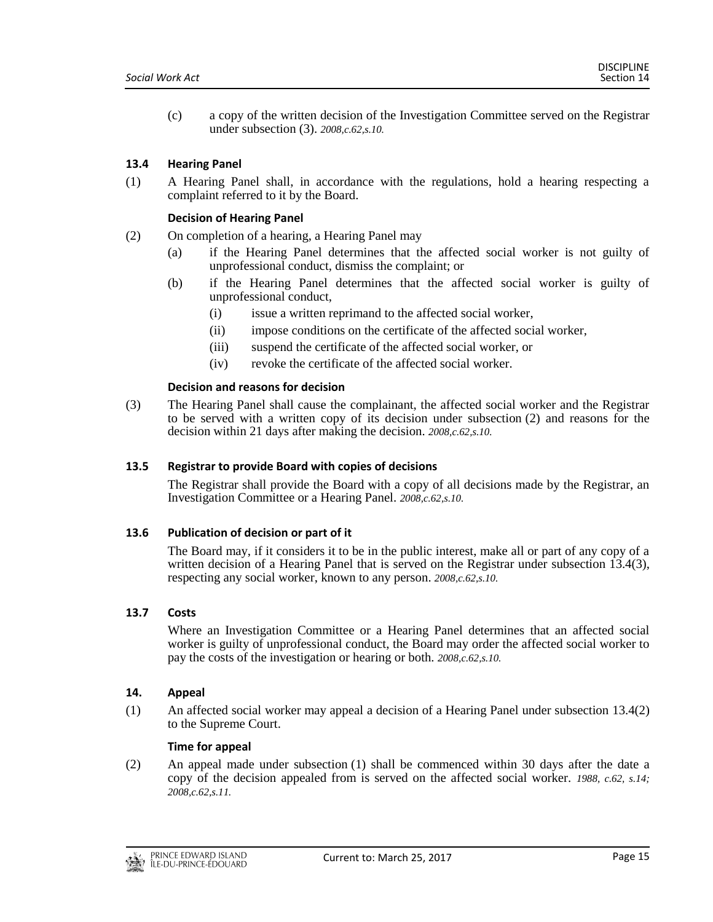(c) a copy of the written decision of the Investigation Committee served on the Registrar under subsection (3). *2008,c.62,s.10.*

### 13.4 Hearing Panel

(1) A Hearing Panel shall, in accordance with the regulations, hold a hearing respecting a complaint referred to it by the Board.

**Decision of Hearing Panel**

(2) On completion of a hearing, a Hearing Panel may

- (a) if the Hearing Panel determines that the affected social worker is not guilty of unprofessional conduct, dismiss the complaint; or
- (b) if the Hearing Panel determines that the affected social worker is guilty of unprofessional conduct,
  - (i) issue a written reprimand to the affected social worker,
  - (ii) impose conditions on the certificate of the affected social worker,
  - (iii) suspend the certificate of the affected social worker, or
  - (iv) revoke the certificate of the affected social worker.

**Decision and reasons for decision**

(3) The Hearing Panel shall cause the complainant, the affected social worker and the Registrar to be served with a written copy of its decision under subsection (2) and reasons for the decision within 21 days after making the decision. *2008,c.62,s.10.*

### 13.5 Registrar to provide Board with copies of decisions

The Registrar shall provide the Board with a copy of all decisions made by the Registrar, an Investigation Committee or a Hearing Panel. *2008,c.62,s.10.*

### 13.6 Publication of decision or part of it

The Board may, if it considers it to be in the public interest, make all or part of any copy of a written decision of a Hearing Panel that is served on the Registrar under subsection 13.4(3), respecting any social worker, known to any person. *2008,c.62,s.10.*

### 13.7 Costs

Where an Investigation Committee or a Hearing Panel determines that an affected social worker is guilty of unprofessional conduct, the Board may order the affected social worker to pay the costs of the investigation or hearing or both. *2008,c.62,s.10.*

### 14. Appeal

(1) An affected social worker may appeal a decision of a Hearing Panel under subsection 13.4(2) to the Supreme Court.

**Time for appeal**

(2) An appeal made under subsection (1) shall be commenced within 30 days after the date a copy of the decision appealed from is served on the affected social worker. *1988, c.62, s.14; 2008,c.62,s.11.*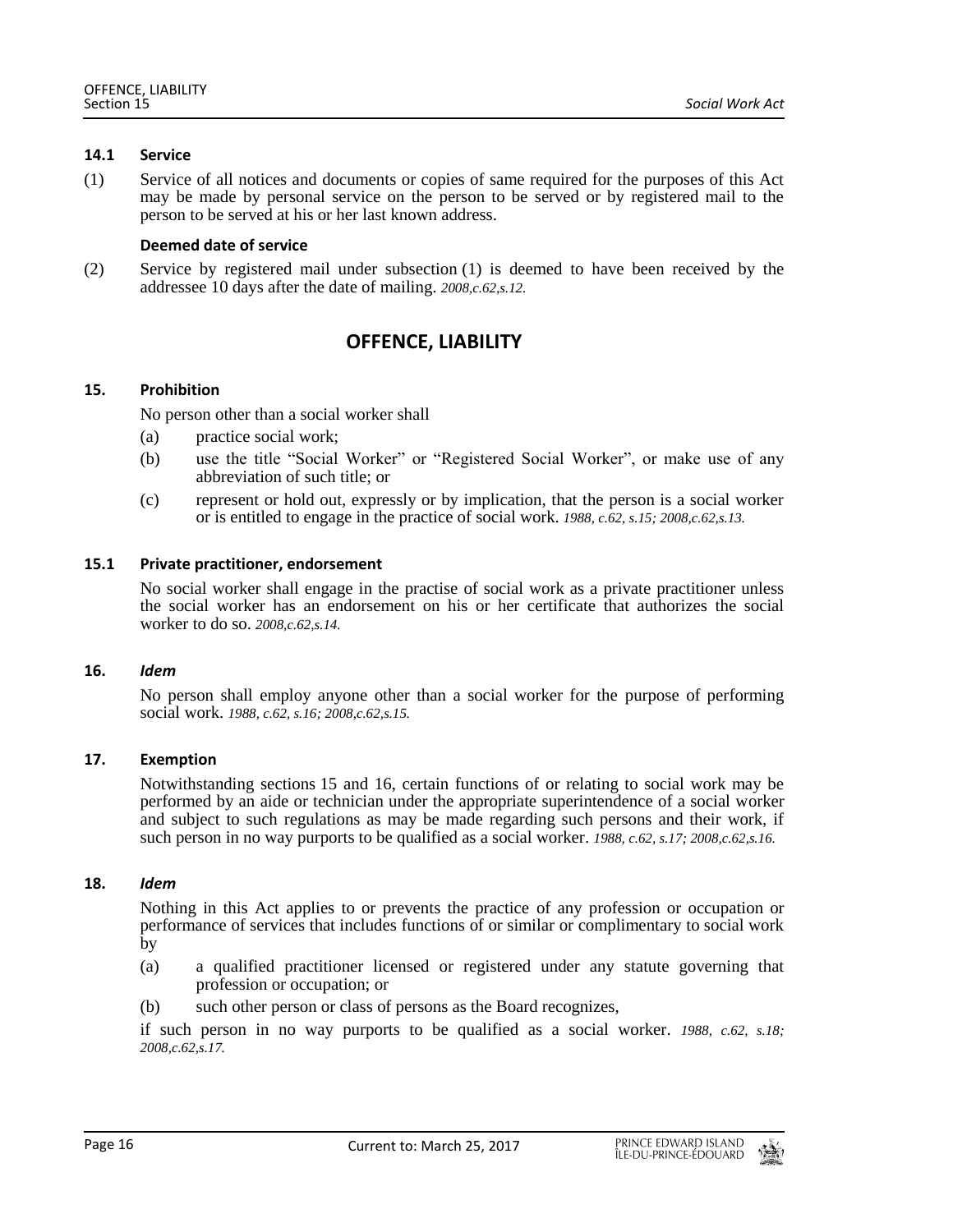**14.1 Service**

(1) Service of all notices and documents or copies of same required for the purposes of this Act may be made by personal service on the person to be served or by registered mail to the person to be served at his or her last known address.

**Deemed date of service**

(2) Service by registered mail under subsection (1) is deemed to have been received by the addressee 10 days after the date of mailing. *2008,c.62,s.12.*

## OFFENCE, LIABILITY

**15. Prohibition**

No person other than a social worker shall

(a) practice social work;

(b) use the title "Social Worker" or "Registered Social Worker", or make use of any abbreviation of such title; or

(c) represent or hold out, expressly or by implication, that the person is a social worker or is entitled to engage in the practice of social work. *1988, c.62, s.15; 2008,c.62,s.13.*

**15.1 Private practitioner, endorsement**

No social worker shall engage in the practise of social work as a private practitioner unless the social worker has an endorsement on his or her certificate that authorizes the social worker to do so. *2008,c.62,s.14.*

**16. *Idem***

No person shall employ anyone other than a social worker for the purpose of performing social work. *1988, c.62, s.16; 2008,c.62,s.15.*

**17. Exemption**

Notwithstanding sections 15 and 16, certain functions of or relating to social work may be performed by an aide or technician under the appropriate superintendence of a social worker and subject to such regulations as may be made regarding such persons and their work, if such person in no way purports to be qualified as a social worker. *1988, c.62, s.17; 2008,c.62,s.16.*

**18. *Idem***

Nothing in this Act applies to or prevents the practice of any profession or occupation or performance of services that includes functions of or similar or complimentary to social work by

(a) a qualified practitioner licensed or registered under any statute governing that profession or occupation; or

(b) such other person or class of persons as the Board recognizes,

if such person in no way purports to be qualified as a social worker. *1988, c.62, s.18; 2008,c.62,s.17.*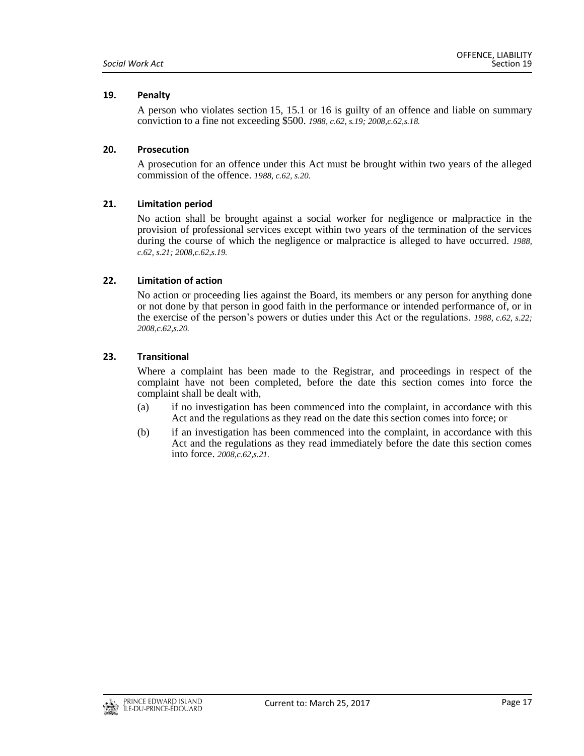**19. Penalty**

A person who violates section 15, 15.1 or 16 is guilty of an offence and liable on summary conviction to a fine not exceeding $500. *1988, c.62, s.19; 2008,c.62,s.18.*

**20. Prosecution**

A prosecution for an offence under this Act must be brought within two years of the alleged commission of the offence. *1988, c.62, s.20.*

**21. Limitation period**

No action shall be brought against a social worker for negligence or malpractice in the provision of professional services except within two years of the termination of the services during the course of which the negligence or malpractice is alleged to have occurred. *1988, c.62, s.21; 2008,c.62,s.19.*

**22. Limitation of action**

No action or proceeding lies against the Board, its members or any person for anything done or not done by that person in good faith in the performance or intended performance of, or in the exercise of the person's powers or duties under this Act or the regulations. *1988, c.62, s.22; 2008,c.62,s.20.*

**23. Transitional**

Where a complaint has been made to the Registrar, and proceedings in respect of the complaint have not been completed, before the date this section comes into force the complaint shall be dealt with,

(a) if no investigation has been commenced into the complaint, in accordance with this Act and the regulations as they read on the date this section comes into force; or

(b) if an investigation has been commenced into the complaint, in accordance with this Act and the regulations as they read immediately before the date this section comes into force. *2008,c.62,s.21.*